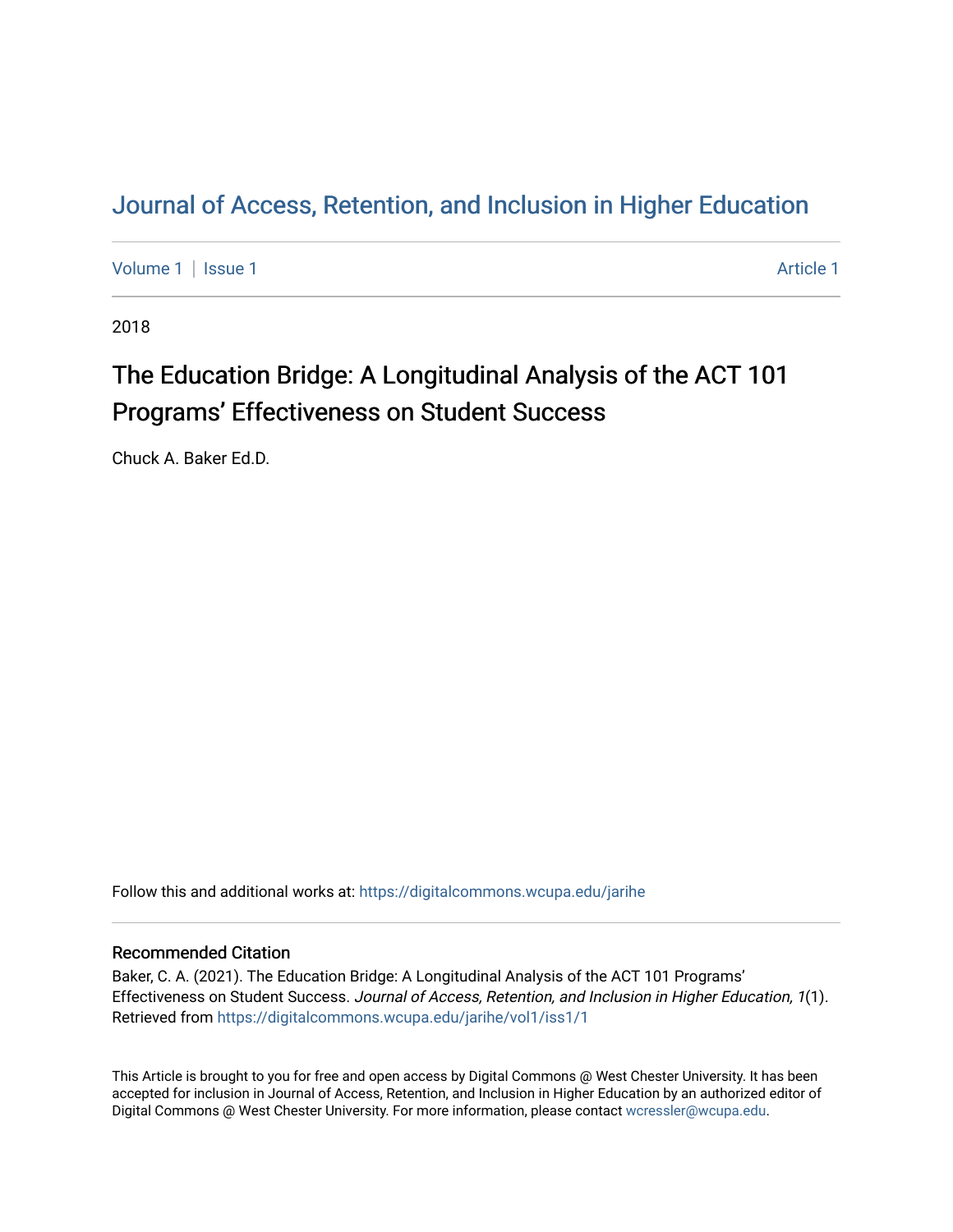# Journal of Access, Retention, and Inclusion in Higher Education

Volume 1 | Issue 1 Article 1

2018

## The Education Bridge: A Longitudinal Analysis of the ACT 101 Programs' Effectiveness on Student Success

Chuck A. Baker Ed.D.

Follow this and additional works at: https://digitalcommons.wcupa.edu/jarihe

### Recommended Citation

Baker, C. A. (2021). The Education Bridge: A Longitudinal Analysis of the ACT 101 Programs' Effectiveness on Student Success. *Journal of Access, Retention, and Inclusion in Higher Education, 1*(1). Retrieved from https://digitalcommons.wcupa.edu/jarihe/vol1/iss1/1

This Article is brought to you for free and open access by Digital Commons @ West Chester University. It has been accepted for inclusion in Journal of Access, Retention, and Inclusion in Higher Education by an authorized editor of Digital Commons @ West Chester University. For more information, please contact wcressler@wcupa.edu.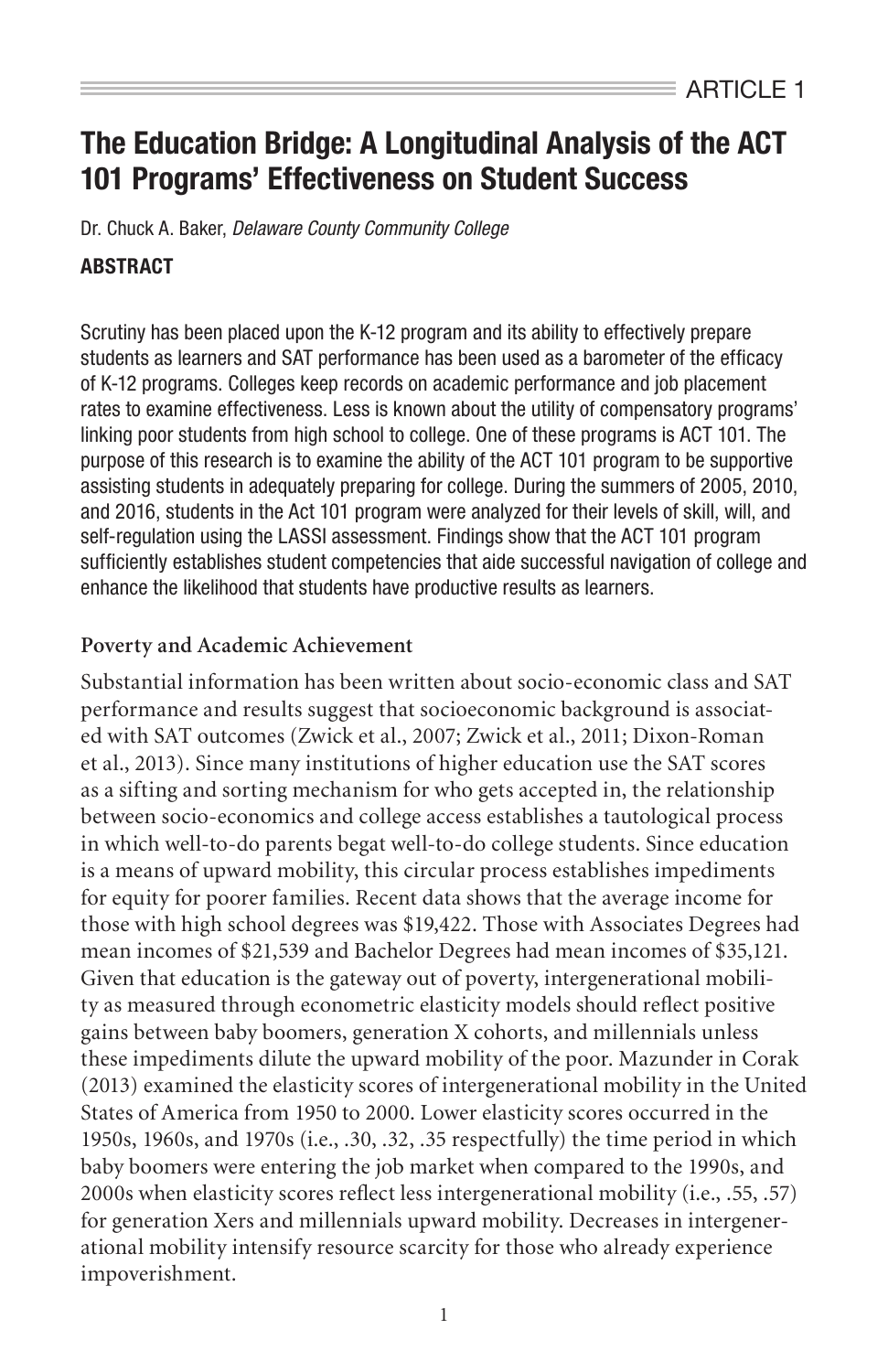# The Education Bridge: A Longitudinal Analysis of the ACT 101 Programs' Effectiveness on Student Success

Dr. Chuck A. Baker, *Delaware County Community College*

## ABSTRACT

Scrutiny has been placed upon the K-12 program and its ability to effectively prepare students as learners and SAT performance has been used as a barometer of the efficacy of K-12 programs. Colleges keep records on academic performance and job placement rates to examine effectiveness. Less is known about the utility of compensatory programs' linking poor students from high school to college. One of these programs is ACT 101. The purpose of this research is to examine the ability of the ACT 101 program to be supportive assisting students in adequately preparing for college. During the summers of 2005, 2010, and 2016, students in the Act 101 program were analyzed for their levels of skill, will, and self-regulation using the LASSI assessment. Findings show that the ACT 101 program sufficiently establishes student competencies that aide successful navigation of college and enhance the likelihood that students have productive results as learners.

### Poverty and Academic Achievement

Substantial information has been written about socio-economic class and SAT performance and results suggest that socioeconomic background is associated with SAT outcomes (Zwick et al., 2007; Zwick et al., 2011; Dixon-Roman et al., 2013). Since many institutions of higher education use the SAT scores as a sifting and sorting mechanism for who gets accepted in, the relationship between socio-economics and college access establishes a tautological process in which well-to-do parents begat well-to-do college students. Since education is a means of upward mobility, this circular process establishes impediments for equity for poorer families. Recent data shows that the average income for those with high school degrees was $19,422. Those with Associates Degrees had mean incomes of $21,539 and Bachelor Degrees had mean incomes of $35,121. Given that education is the gateway out of poverty, intergenerational mobility as measured through econometric elasticity models should reflect positive gains between baby boomers, generation X cohorts, and millennials unless these impediments dilute the upward mobility of the poor. Mazunder in Corak (2013) examined the elasticity scores of intergenerational mobility in the United States of America from 1950 to 2000. Lower elasticity scores occurred in the 1950s, 1960s, and 1970s (i.e., .30, .32, .35 respectfully) the time period in which baby boomers were entering the job market when compared to the 1990s, and 2000s when elasticity scores reflect less intergenerational mobility (i.e., .55, .57) for generation Xers and millennials upward mobility. Decreases in intergenerational mobility intensify resource scarcity for those who already experience impoverishment.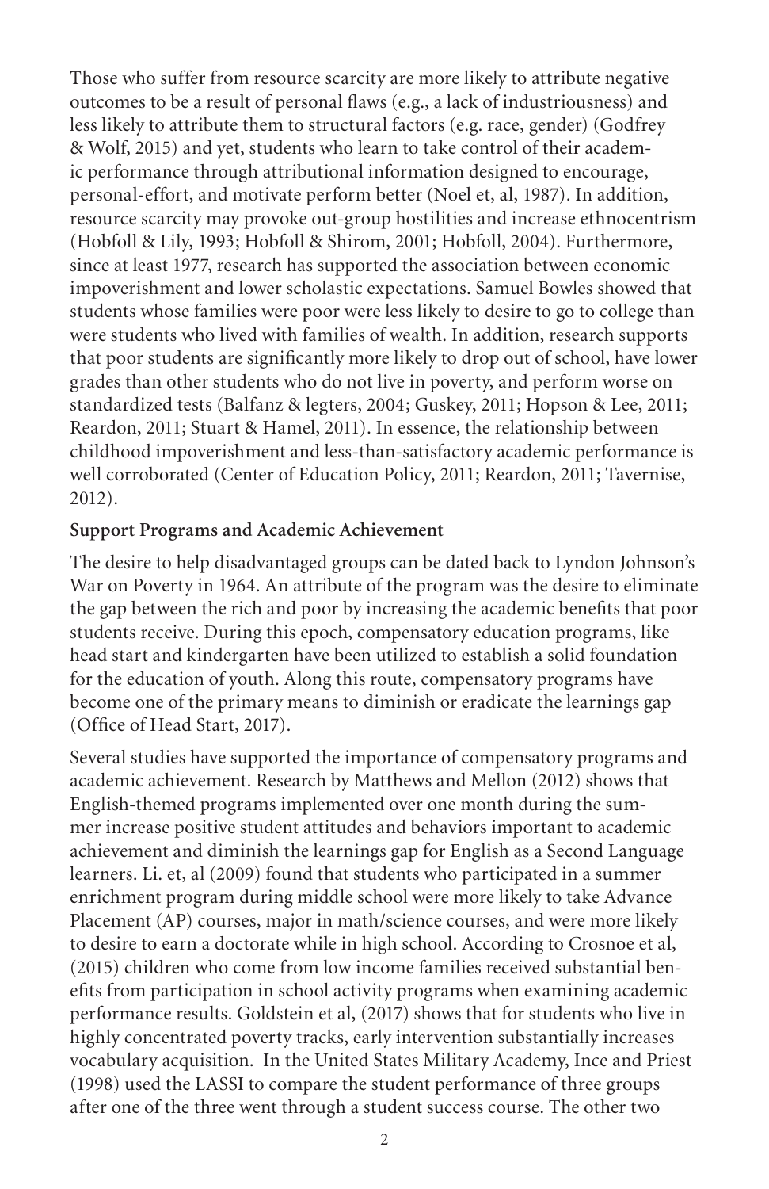Those who suffer from resource scarcity are more likely to attribute negative outcomes to be a result of personal flaws (e.g., a lack of industriousness) and less likely to attribute them to structural factors (e.g. race, gender) (Godfrey & Wolf, 2015) and yet, students who learn to take control of their academic performance through attributional information designed to encourage, personal-effort, and motivate perform better (Noel et, al, 1987). In addition, resource scarcity may provoke out-group hostilities and increase ethnocentrism (Hobfoll & Lily, 1993; Hobfoll & Shirom, 2001; Hobfoll, 2004). Furthermore, since at least 1977, research has supported the association between economic impoverishment and lower scholastic expectations. Samuel Bowles showed that students whose families were poor were less likely to desire to go to college than were students who lived with families of wealth. In addition, research supports that poor students are significantly more likely to drop out of school, have lower grades than other students who do not live in poverty, and perform worse on standardized tests (Balfanz & legters, 2004; Guskey, 2011; Hopson & Lee, 2011; Reardon, 2011; Stuart & Hamel, 2011). In essence, the relationship between childhood impoverishment and less-than-satisfactory academic performance is well corroborated (Center of Education Policy, 2011; Reardon, 2011; Tavernise, 2012).

**Support Programs and Academic Achievement**

The desire to help disadvantaged groups can be dated back to Lyndon Johnson's War on Poverty in 1964. An attribute of the program was the desire to eliminate the gap between the rich and poor by increasing the academic benefits that poor students receive. During this epoch, compensatory education programs, like head start and kindergarten have been utilized to establish a solid foundation for the education of youth. Along this route, compensatory programs have become one of the primary means to diminish or eradicate the learnings gap (Office of Head Start, 2017).

Several studies have supported the importance of compensatory programs and academic achievement. Research by Matthews and Mellon (2012) shows that English-themed programs implemented over one month during the summer increase positive student attitudes and behaviors important to academic achievement and diminish the learnings gap for English as a Second Language learners. Li. et, al (2009) found that students who participated in a summer enrichment program during middle school were more likely to take Advance Placement (AP) courses, major in math/science courses, and were more likely to desire to earn a doctorate while in high school. According to Crosnoe et al, (2015) children who come from low income families received substantial benefits from participation in school activity programs when examining academic performance results. Goldstein et al, (2017) shows that for students who live in highly concentrated poverty tracks, early intervention substantially increases vocabulary acquisition. In the United States Military Academy, Ince and Priest (1998) used the LASSI to compare the student performance of three groups after one of the three went through a student success course. The other two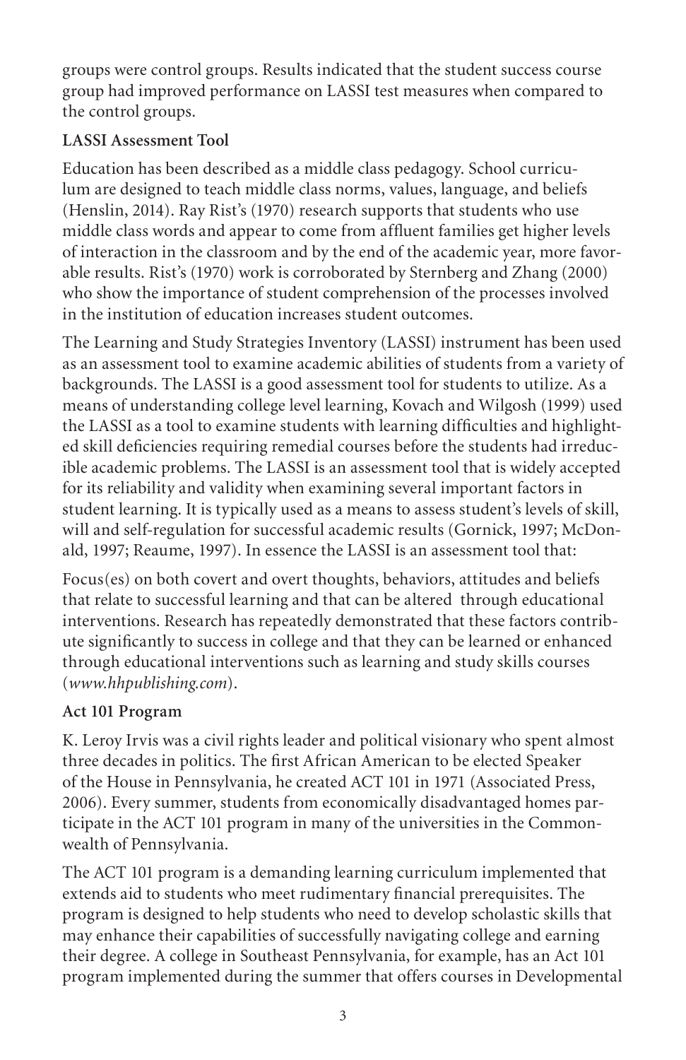groups were control groups. Results indicated that the student success course group had improved performance on LASSI test measures when compared to the control groups.

### LASSI Assessment Tool

Education has been described as a middle class pedagogy. School curriculum are designed to teach middle class norms, values, language, and beliefs (Henslin, 2014). Ray Rist's (1970) research supports that students who use middle class words and appear to come from affluent families get higher levels of interaction in the classroom and by the end of the academic year, more favorable results. Rist's (1970) work is corroborated by Sternberg and Zhang (2000) who show the importance of student comprehension of the processes involved in the institution of education increases student outcomes.

The Learning and Study Strategies Inventory (LASSI) instrument has been used as an assessment tool to examine academic abilities of students from a variety of backgrounds. The LASSI is a good assessment tool for students to utilize. As a means of understanding college level learning, Kovach and Wilgosh (1999) used the LASSI as a tool to examine students with learning difficulties and highlighted skill deficiencies requiring remedial courses before the students had irreducible academic problems. The LASSI is an assessment tool that is widely accepted for its reliability and validity when examining several important factors in student learning. It is typically used as a means to assess student's levels of skill, will and self-regulation for successful academic results (Gornick, 1997; McDonald, 1997; Reaume, 1997). In essence the LASSI is an assessment tool that:

Focus(es) on both covert and overt thoughts, behaviors, attitudes and beliefs that relate to successful learning and that can be altered through educational interventions. Research has repeatedly demonstrated that these factors contribute significantly to success in college and that they can be learned or enhanced through educational interventions such as learning and study skills courses (*www.hhpublishing.com*).

### Act 101 Program

K. Leroy Irvis was a civil rights leader and political visionary who spent almost three decades in politics. The first African American to be elected Speaker of the House in Pennsylvania, he created ACT 101 in 1971 (Associated Press, 2006). Every summer, students from economically disadvantaged homes participate in the ACT 101 program in many of the universities in the Commonwealth of Pennsylvania.

The ACT 101 program is a demanding learning curriculum implemented that extends aid to students who meet rudimentary financial prerequisites. The program is designed to help students who need to develop scholastic skills that may enhance their capabilities of successfully navigating college and earning their degree. A college in Southeast Pennsylvania, for example, has an Act 101 program implemented during the summer that offers courses in Developmental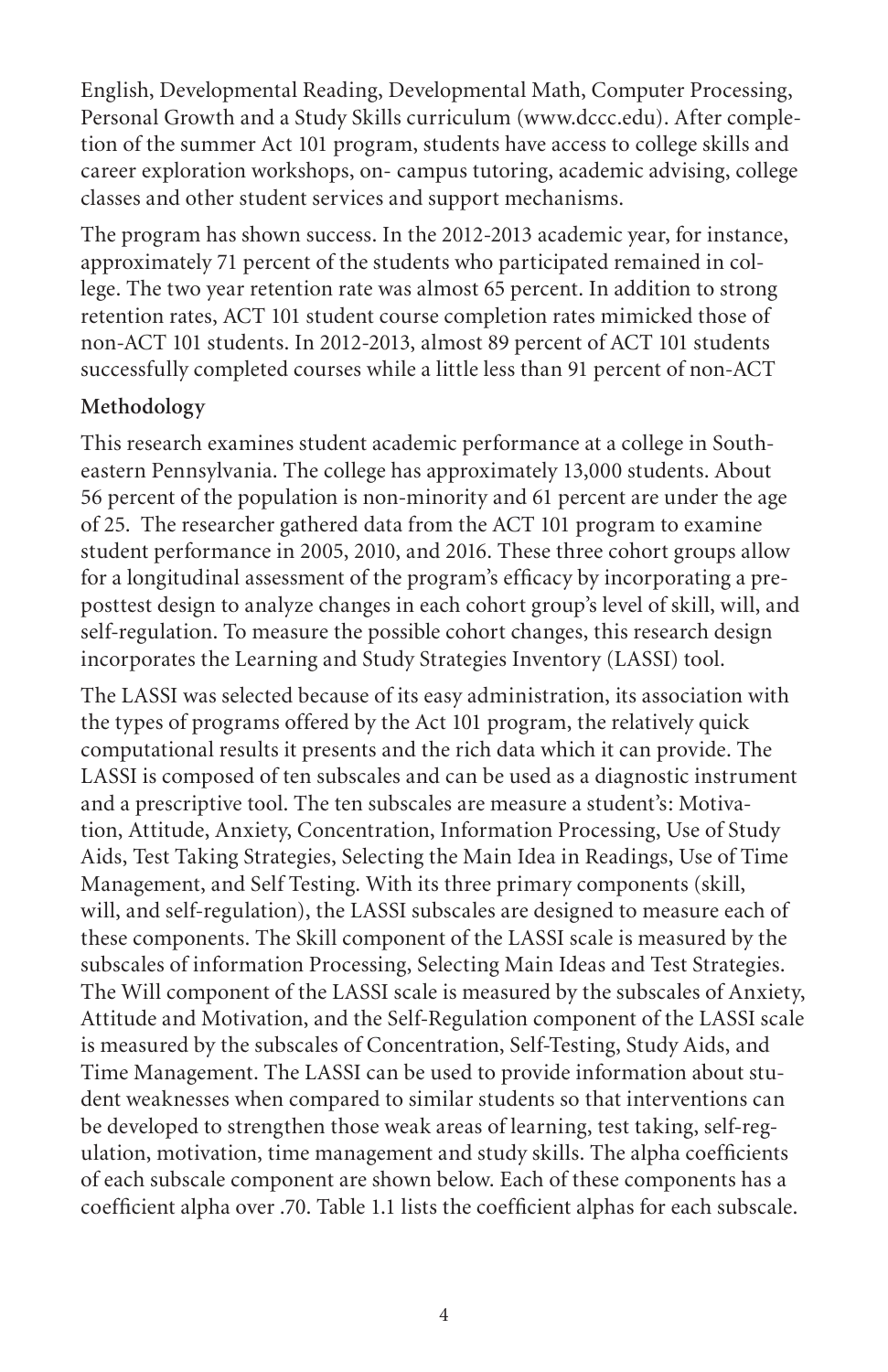English, Developmental Reading, Developmental Math, Computer Processing, Personal Growth and a Study Skills curriculum (www.dccc.edu). After completion of the summer Act 101 program, students have access to college skills and career exploration workshops, on- campus tutoring, academic advising, college classes and other student services and support mechanisms.

The program has shown success. In the 2012-2013 academic year, for instance, approximately 71 percent of the students who participated remained in college. The two year retention rate was almost 65 percent. In addition to strong retention rates, ACT 101 student course completion rates mimicked those of non-ACT 101 students. In 2012-2013, almost 89 percent of ACT 101 students successfully completed courses while a little less than 91 percent of non-ACT

### Methodology

This research examines student academic performance at a college in Southeastern Pennsylvania. The college has approximately 13,000 students. About 56 percent of the population is non-minority and 61 percent are under the age of 25. The researcher gathered data from the ACT 101 program to examine student performance in 2005, 2010, and 2016. These three cohort groups allow for a longitudinal assessment of the program's efficacy by incorporating a pre-posttest design to analyze changes in each cohort group's level of skill, will, and self-regulation. To measure the possible cohort changes, this research design incorporates the Learning and Study Strategies Inventory (LASSI) tool.

The LASSI was selected because of its easy administration, its association with the types of programs offered by the Act 101 program, the relatively quick computational results it presents and the rich data which it can provide. The LASSI is composed of ten subscales and can be used as a diagnostic instrument and a prescriptive tool. The ten subscales are measure a student's: Motivation, Attitude, Anxiety, Concentration, Information Processing, Use of Study Aids, Test Taking Strategies, Selecting the Main Idea in Readings, Use of Time Management, and Self Testing. With its three primary components (skill, will, and self-regulation), the LASSI subscales are designed to measure each of these components. The Skill component of the LASSI scale is measured by the subscales of information Processing, Selecting Main Ideas and Test Strategies. The Will component of the LASSI scale is measured by the subscales of Anxiety, Attitude and Motivation, and the Self-Regulation component of the LASSI scale is measured by the subscales of Concentration, Self-Testing, Study Aids, and Time Management. The LASSI can be used to provide information about student weaknesses when compared to similar students so that interventions can be developed to strengthen those weak areas of learning, test taking, self-regulation, motivation, time management and study skills. The alpha coefficients of each subscale component are shown below. Each of these components has a coefficient alpha over .70. Table 1.1 lists the coefficient alphas for each subscale.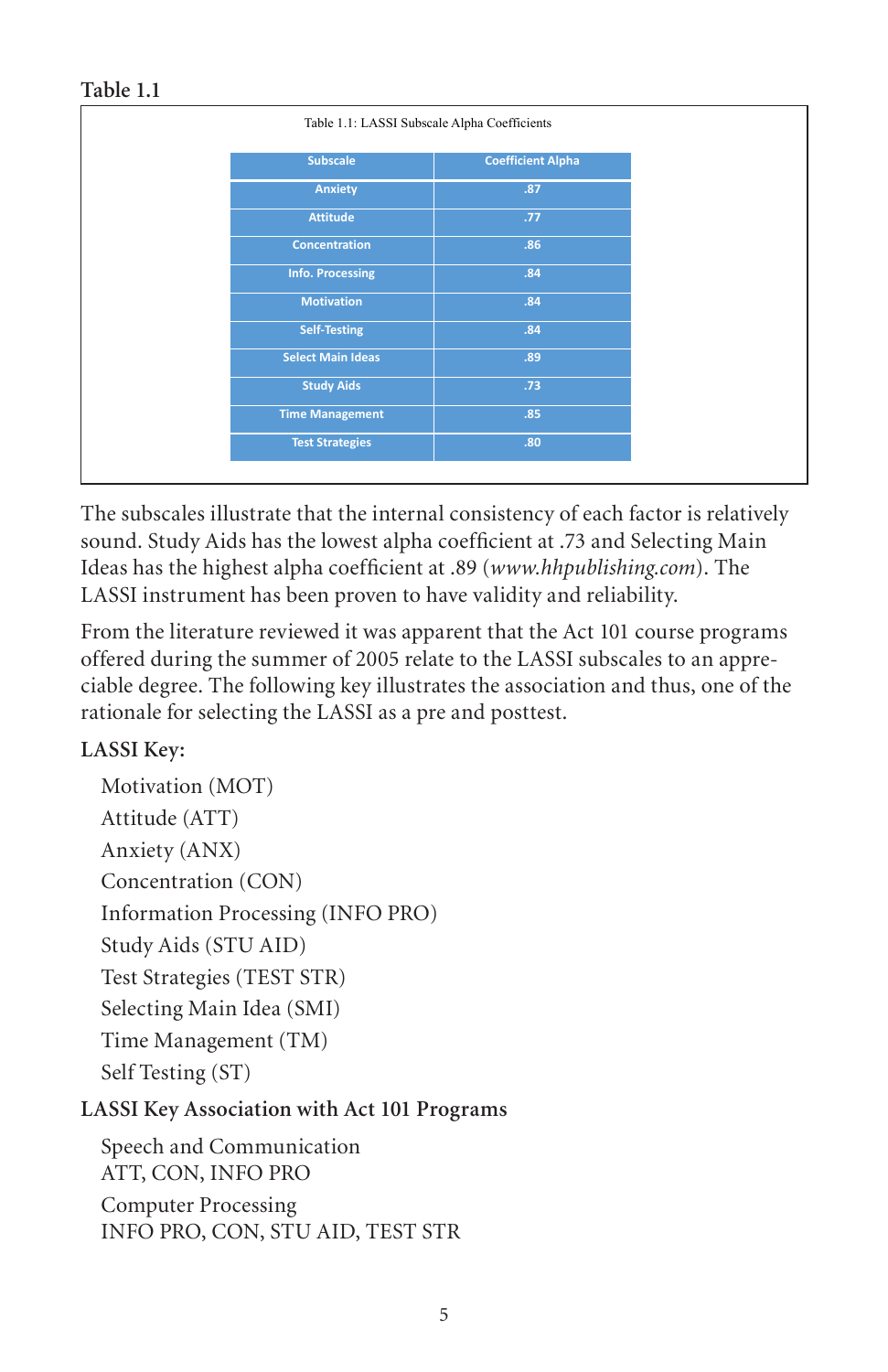**Table 1.1**

Table 1.1: LASSI Subscale Alpha Coefficients

| Subscale | Coefficient Alpha |
|---|---|
| Anxiety | .87 |
| Attitude | .77 |
| Concentration | .86 |
| Info. Processing | .84 |
| Motivation | .84 |
| Self-Testing | .84 |
| Select Main Ideas | .89 |
| Study Aids | .73 |
| Time Management | .85 |
| Test Strategies | .80 |

The subscales illustrate that the internal consistency of each factor is relatively sound. Study Aids has the lowest alpha coefficient at .73 and Selecting Main Ideas has the highest alpha coefficient at .89 (*www.hhpublishing.com*). The LASSI instrument has been proven to have validity and reliability.

From the literature reviewed it was apparent that the Act 101 course programs offered during the summer of 2005 relate to the LASSI subscales to an appreciable degree. The following key illustrates the association and thus, one of the rationale for selecting the LASSI as a pre and posttest.

**LASSI Key:**

Motivation (MOT)
Attitude (ATT)
Anxiety (ANX)
Concentration (CON)
Information Processing (INFO PRO)
Study Aids (STU AID)
Test Strategies (TEST STR)
Selecting Main Idea (SMI)
Time Management (TM)
Self Testing (ST)

**LASSI Key Association with Act 101 Programs**

Speech and Communication
ATT, CON, INFO PRO

Computer Processing
INFO PRO, CON, STU AID, TEST STR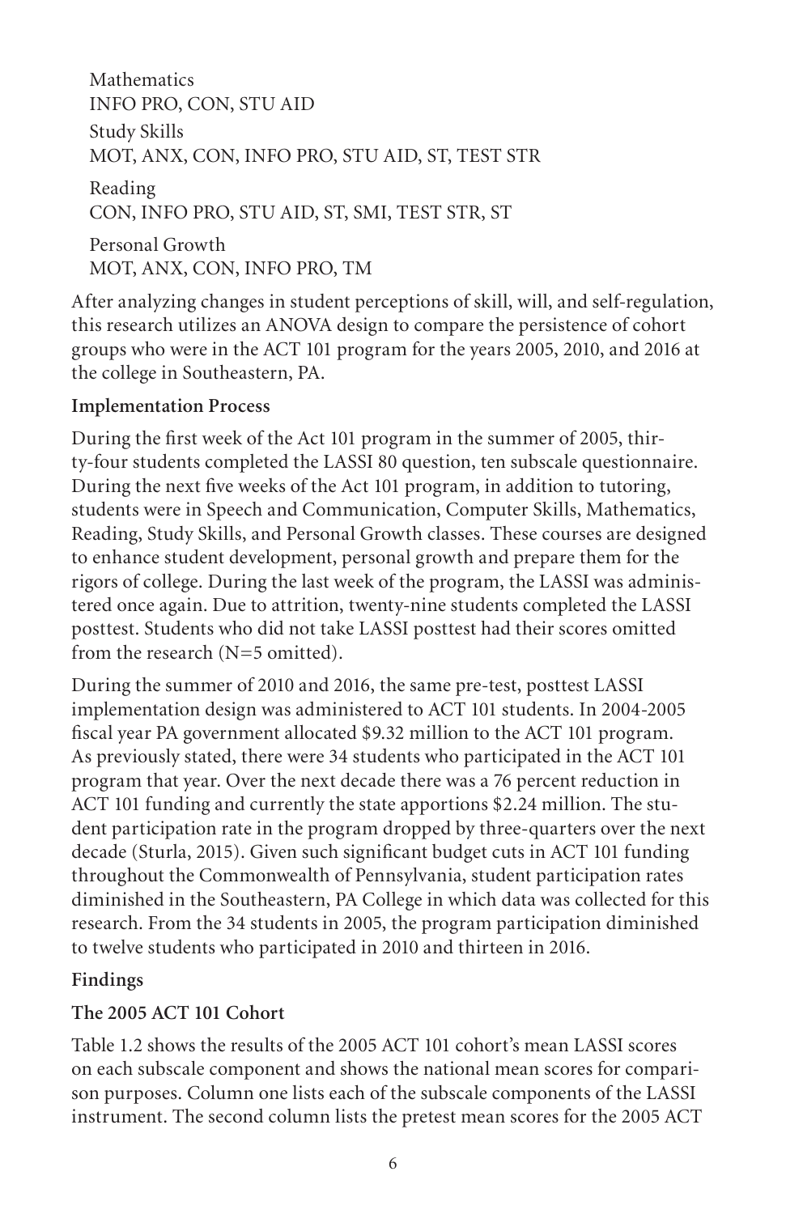Mathematics
INFO PRO, CON, STU AID

Study Skills
MOT, ANX, CON, INFO PRO, STU AID, ST, TEST STR

Reading
CON, INFO PRO, STU AID, ST, SMI, TEST STR, ST

Personal Growth
MOT, ANX, CON, INFO PRO, TM

After analyzing changes in student perceptions of skill, will, and self-regulation, this research utilizes an ANOVA design to compare the persistence of cohort groups who were in the ACT 101 program for the years 2005, 2010, and 2016 at the college in Southeastern, PA.

**Implementation Process**

During the first week of the Act 101 program in the summer of 2005, thirty-four students completed the LASSI 80 question, ten subscale questionnaire. During the next five weeks of the Act 101 program, in addition to tutoring, students were in Speech and Communication, Computer Skills, Mathematics, Reading, Study Skills, and Personal Growth classes. These courses are designed to enhance student development, personal growth and prepare them for the rigors of college. During the last week of the program, the LASSI was administered once again. Due to attrition, twenty-nine students completed the LASSI posttest. Students who did not take LASSI posttest had their scores omitted from the research (N=5 omitted).

During the summer of 2010 and 2016, the same pre-test, posttest LASSI implementation design was administered to ACT 101 students. In 2004-2005 fiscal year PA government allocated $9.32 million to the ACT 101 program. As previously stated, there were 34 students who participated in the ACT 101 program that year. Over the next decade there was a 76 percent reduction in ACT 101 funding and currently the state apportions $2.24 million. The student participation rate in the program dropped by three-quarters over the next decade (Sturla, 2015). Given such significant budget cuts in ACT 101 funding throughout the Commonwealth of Pennsylvania, student participation rates diminished in the Southeastern, PA College in which data was collected for this research. From the 34 students in 2005, the program participation diminished to twelve students who participated in 2010 and thirteen in 2016.

**Findings**

**The 2005 ACT 101 Cohort**

Table 1.2 shows the results of the 2005 ACT 101 cohort's mean LASSI scores on each subscale component and shows the national mean scores for comparison purposes. Column one lists each of the subscale components of the LASSI instrument. The second column lists the pretest mean scores for the 2005 ACT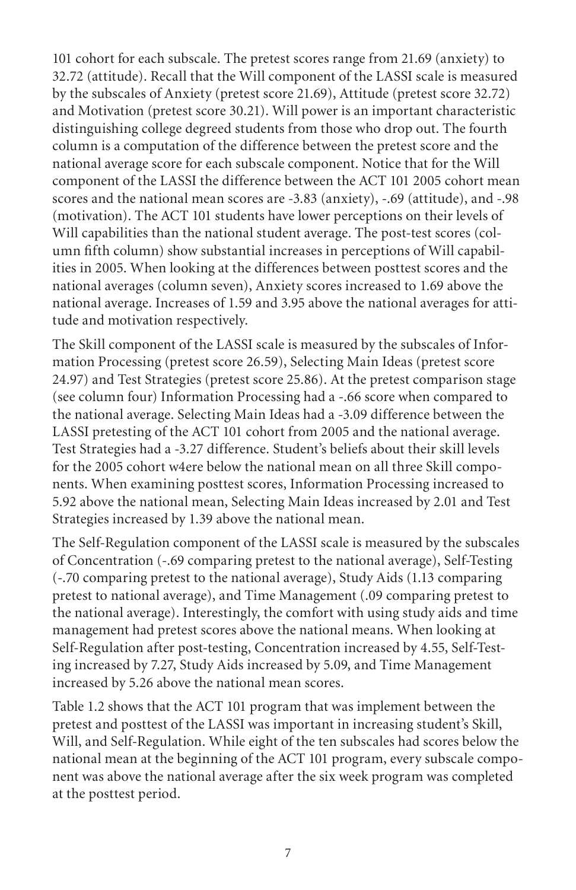101 cohort for each subscale. The pretest scores range from 21.69 (anxiety) to 32.72 (attitude). Recall that the Will component of the LASSI scale is measured by the subscales of Anxiety (pretest score 21.69), Attitude (pretest score 32.72) and Motivation (pretest score 30.21). Will power is an important characteristic distinguishing college degreed students from those who drop out. The fourth column is a computation of the difference between the pretest score and the national average score for each subscale component. Notice that for the Will component of the LASSI the difference between the ACT 101 2005 cohort mean scores and the national mean scores are -3.83 (anxiety), -.69 (attitude), and -.98 (motivation). The ACT 101 students have lower perceptions on their levels of Will capabilities than the national student average. The post-test scores (column fifth column) show substantial increases in perceptions of Will capabilities in 2005. When looking at the differences between posttest scores and the national averages (column seven), Anxiety scores increased to 1.69 above the national average. Increases of 1.59 and 3.95 above the national averages for attitude and motivation respectively.

The Skill component of the LASSI scale is measured by the subscales of Information Processing (pretest score 26.59), Selecting Main Ideas (pretest score 24.97) and Test Strategies (pretest score 25.86). At the pretest comparison stage (see column four) Information Processing had a -.66 score when compared to the national average. Selecting Main Ideas had a -3.09 difference between the LASSI pretesting of the ACT 101 cohort from 2005 and the national average. Test Strategies had a -3.27 difference. Student's beliefs about their skill levels for the 2005 cohort w4ere below the national mean on all three Skill components. When examining posttest scores, Information Processing increased to 5.92 above the national mean, Selecting Main Ideas increased by 2.01 and Test Strategies increased by 1.39 above the national mean.

The Self-Regulation component of the LASSI scale is measured by the subscales of Concentration (-.69 comparing pretest to the national average), Self-Testing (-.70 comparing pretest to the national average), Study Aids (1.13 comparing pretest to national average), and Time Management (.09 comparing pretest to the national average). Interestingly, the comfort with using study aids and time management had pretest scores above the national means. When looking at Self-Regulation after post-testing, Concentration increased by 4.55, Self-Testing increased by 7.27, Study Aids increased by 5.09, and Time Management increased by 5.26 above the national mean scores.

Table 1.2 shows that the ACT 101 program that was implement between the pretest and posttest of the LASSI was important in increasing student's Skill, Will, and Self-Regulation. While eight of the ten subscales had scores below the national mean at the beginning of the ACT 101 program, every subscale component was above the national average after the six week program was completed at the posttest period.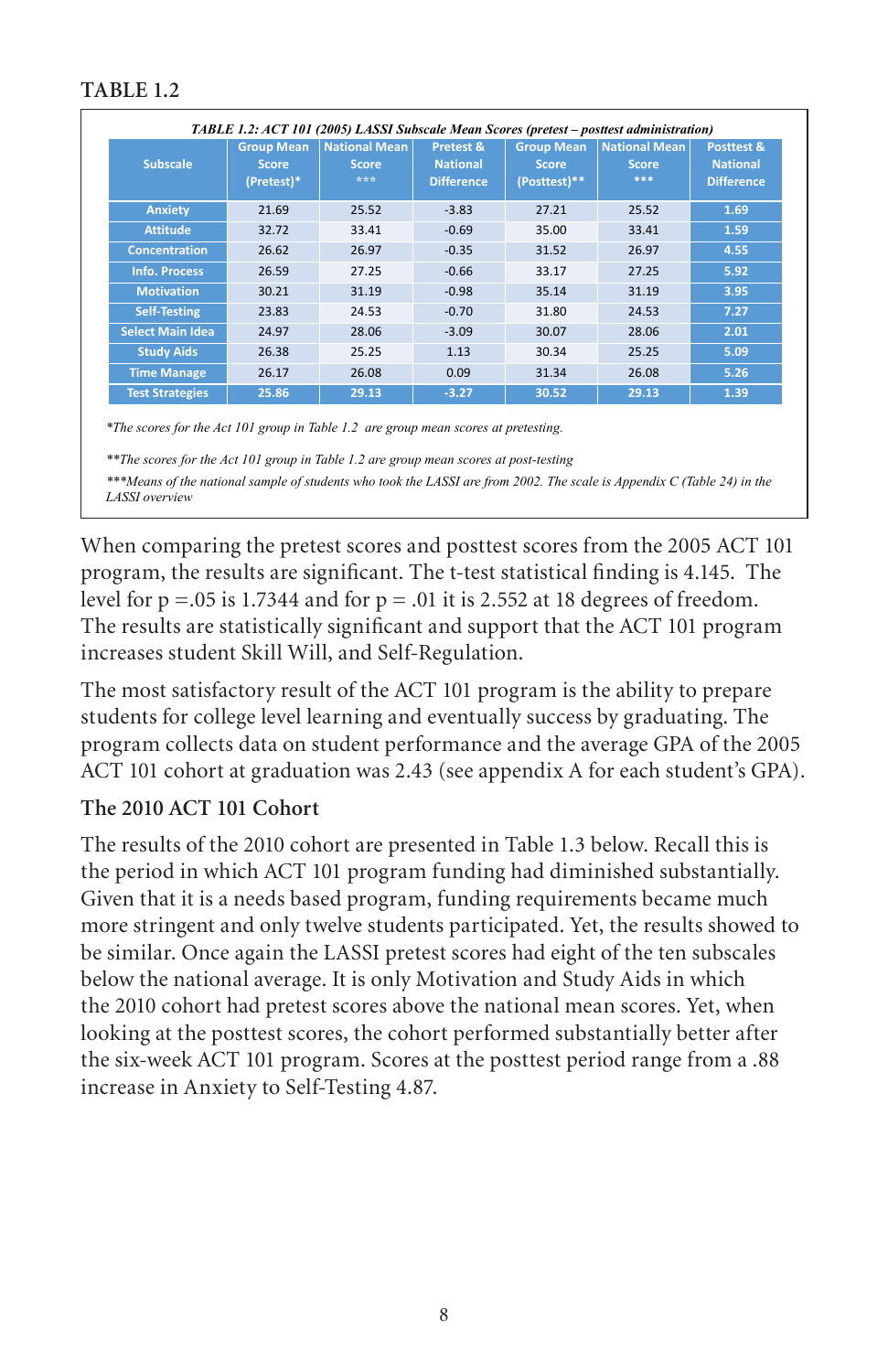TABLE 1.2

*TABLE 1.2: ACT 101 (2005) LASSI Subscale Mean Scores (pretest – posttest administration)*

| Subscale | Group Mean Score (Pretest)* | National Mean Score *** | Pretest & National Difference | Group Mean Score (Posttest)** | National Mean Score *** | Posttest & National Difference |
|---|---|---|---|---|---|---|
| Anxiety | 21.69 | 25.52 | -3.83 | 27.21 | 25.52 | 1.69 |
| Attitude | 32.72 | 33.41 | -0.69 | 35.00 | 33.41 | 1.59 |
| Concentration | 26.62 | 26.97 | -0.35 | 31.52 | 26.97 | 4.55 |
| Info. Process | 26.59 | 27.25 | -0.66 | 33.17 | 27.25 | 5.92 |
| Motivation | 30.21 | 31.19 | -0.98 | 35.14 | 31.19 | 3.95 |
| Self-Testing | 23.83 | 24.53 | -0.70 | 31.80 | 24.53 | 7.27 |
| Select Main Idea | 24.97 | 28.06 | -3.09 | 30.07 | 28.06 | 2.01 |
| Study Aids | 26.38 | 25.25 | 1.13 | 30.34 | 25.25 | 5.09 |
| Time Manage | 26.17 | 26.08 | 0.09 | 31.34 | 26.08 | 5.26 |
| Test Strategies | 25.86 | 29.13 | -3.27 | 30.52 | 29.13 | 1.39 |

*\*The scores for the Act 101 group in Table 1.2 are group mean scores at pretesting.*

*\*\*The scores for the Act 101 group in Table 1.2 are group mean scores at post-testing*

*\*\*\*Means of the national sample of students who took the LASSI are from 2002. The scale is Appendix C (Table 24) in the LASSI overview*

When comparing the pretest scores and posttest scores from the 2005 ACT 101 program, the results are significant. The t-test statistical finding is 4.145. The level for p =.05 is 1.7344 and for p = .01 it is 2.552 at 18 degrees of freedom. The results are statistically significant and support that the ACT 101 program increases student Skill Will, and Self-Regulation.

The most satisfactory result of the ACT 101 program is the ability to prepare students for college level learning and eventually success by graduating. The program collects data on student performance and the average GPA of the 2005 ACT 101 cohort at graduation was 2.43 (see appendix A for each student's GPA).

### The 2010 ACT 101 Cohort

The results of the 2010 cohort are presented in Table 1.3 below. Recall this is the period in which ACT 101 program funding had diminished substantially. Given that it is a needs based program, funding requirements became much more stringent and only twelve students participated. Yet, the results showed to be similar. Once again the LASSI pretest scores had eight of the ten subscales below the national average. It is only Motivation and Study Aids in which the 2010 cohort had pretest scores above the national mean scores. Yet, when looking at the posttest scores, the cohort performed substantially better after the six-week ACT 101 program. Scores at the posttest period range from a .88 increase in Anxiety to Self-Testing 4.87.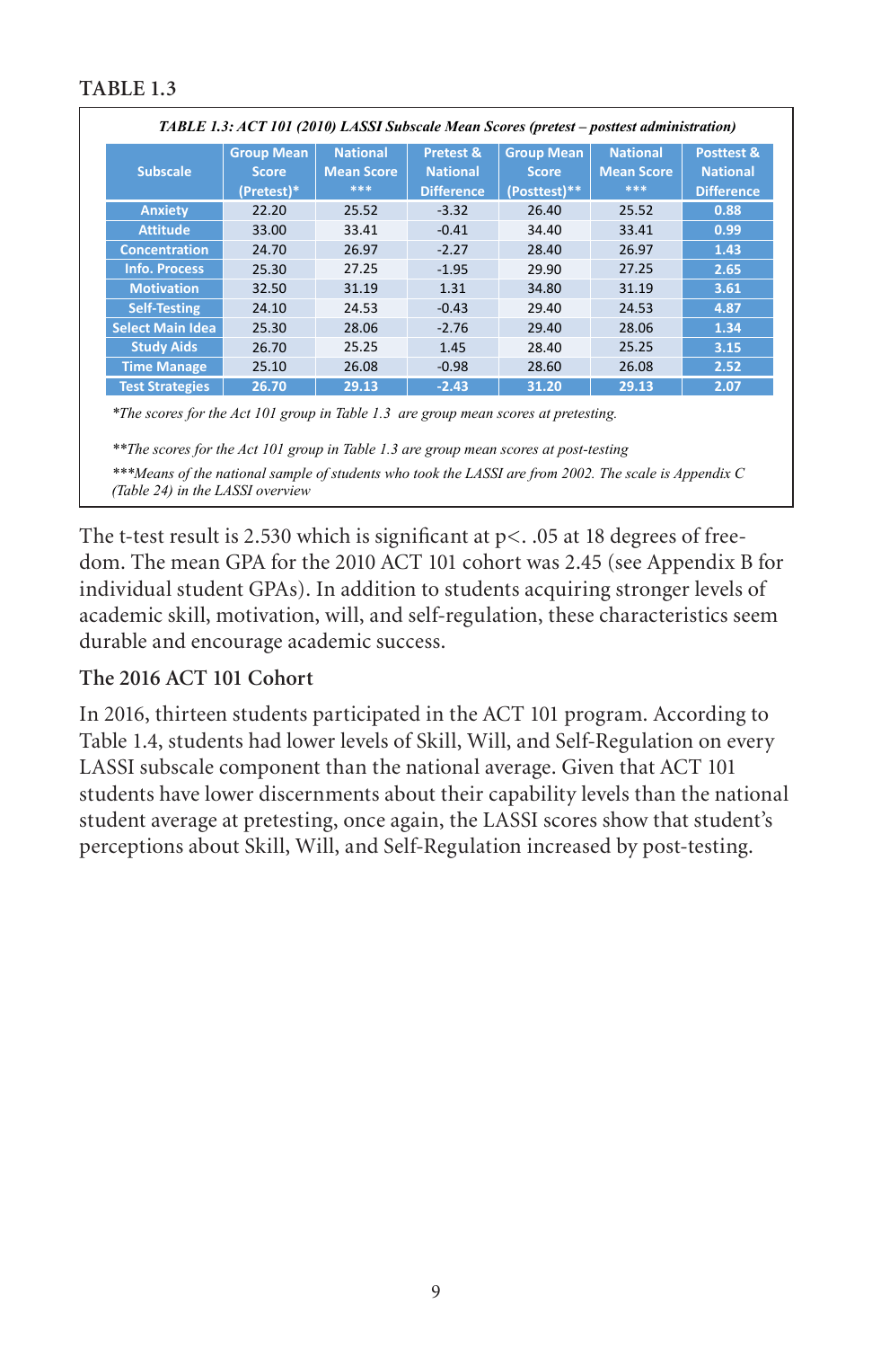**TABLE 1.3**

*TABLE 1.3: ACT 101 (2010) LASSI Subscale Mean Scores (pretest – posttest administration)*

| Subscale | Group Mean Score (Pretest)* | National Mean Score *** | Pretest & National Difference | Group Mean Score (Posttest)** | National Mean Score *** | Posttest & National Difference |
|---|---|---|---|---|---|---|
| Anxiety | 22.20 | 25.52 | -3.32 | 26.40 | 25.52 | 0.88 |
| Attitude | 33.00 | 33.41 | -0.41 | 34.40 | 33.41 | 0.99 |
| Concentration | 24.70 | 26.97 | -2.27 | 28.40 | 26.97 | 1.43 |
| Info. Process | 25.30 | 27.25 | -1.95 | 29.90 | 27.25 | 2.65 |
| Motivation | 32.50 | 31.19 | 1.31 | 34.80 | 31.19 | 3.61 |
| Self-Testing | 24.10 | 24.53 | -0.43 | 29.40 | 24.53 | 4.87 |
| Select Main Idea | 25.30 | 28.06 | -2.76 | 29.40 | 28.06 | 1.34 |
| Study Aids | 26.70 | 25.25 | 1.45 | 28.40 | 25.25 | 3.15 |
| Time Manage | 25.10 | 26.08 | -0.98 | 28.60 | 26.08 | 2.52 |
| Test Strategies | 26.70 | 29.13 | -2.43 | 31.20 | 29.13 | 2.07 |

*\*The scores for the Act 101 group in Table 1.3 are group mean scores at pretesting.*

*\*\*The scores for the Act 101 group in Table 1.3 are group mean scores at post-testing*

*\*\*\*Means of the national sample of students who took the LASSI are from 2002. The scale is Appendix C (Table 24) in the LASSI overview*

The t-test result is 2.530 which is significant at $p < .05$ at 18 degrees of freedom. The mean GPA for the 2010 ACT 101 cohort was 2.45 (see Appendix B for individual student GPAs). In addition to students acquiring stronger levels of academic skill, motivation, will, and self-regulation, these characteristics seem durable and encourage academic success.

### The 2016 ACT 101 Cohort

In 2016, thirteen students participated in the ACT 101 program. According to Table 1.4, students had lower levels of Skill, Will, and Self-Regulation on every LASSI subscale component than the national average. Given that ACT 101 students have lower discernments about their capability levels than the national student average at pretesting, once again, the LASSI scores show that student's perceptions about Skill, Will, and Self-Regulation increased by post-testing.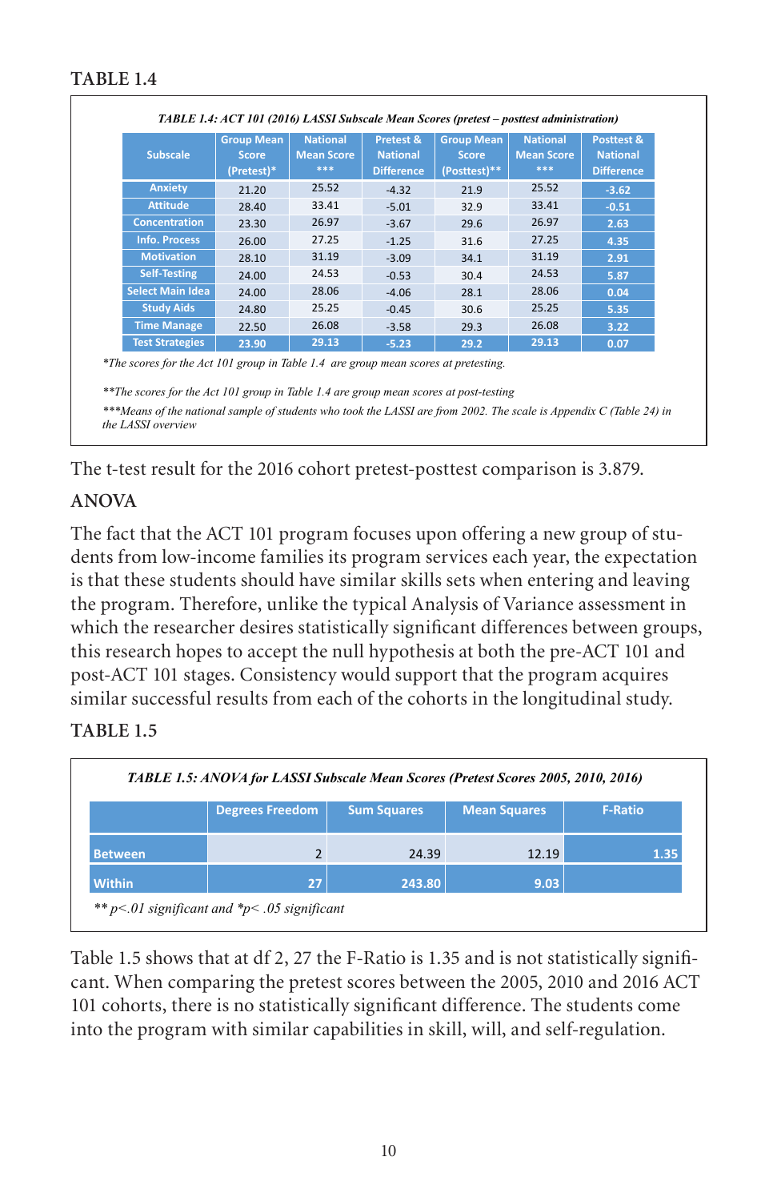### TABLE 1.4

*TABLE 1.4: ACT 101 (2016) LASSI Subscale Mean Scores (pretest – posttest administration)*

| Subscale | Group Mean Score (Pretest)* | National Mean Score *** | Pretest & National Difference | Group Mean Score (Posttest)** | National Mean Score *** | Posttest & National Difference |
|---|---|---|---|---|---|---|
| Anxiety | 21.20 | 25.52 | -4.32 | 21.9 | 25.52 | -3.62 |
| Attitude | 28.40 | 33.41 | -5.01 | 32.9 | 33.41 | -0.51 |
| Concentration | 23.30 | 26.97 | -3.67 | 29.6 | 26.97 | 2.63 |
| Info. Process | 26.00 | 27.25 | -1.25 | 31.6 | 27.25 | 4.35 |
| Motivation | 28.10 | 31.19 | -3.09 | 34.1 | 31.19 | 2.91 |
| Self-Testing | 24.00 | 24.53 | -0.53 | 30.4 | 24.53 | 5.87 |
| Select Main Idea | 24.00 | 28.06 | -4.06 | 28.1 | 28.06 | 0.04 |
| Study Aids | 24.80 | 25.25 | -0.45 | 30.6 | 25.25 | 5.35 |
| Time Manage | 22.50 | 26.08 | -3.58 | 29.3 | 26.08 | 3.22 |
| Test Strategies | 23.90 | 29.13 | -5.23 | 29.2 | 29.13 | 0.07 |

*\*The scores for the Act 101 group in Table 1.4 are group mean scores at pretesting.*

*\*\*The scores for the Act 101 group in Table 1.4 are group mean scores at post-testing*

*\*\*\*Means of the national sample of students who took the LASSI are from 2002. The scale is Appendix C (Table 24) in the LASSI overview*

The t-test result for the 2016 cohort pretest-posttest comparison is 3.879.

### ANOVA

The fact that the ACT 101 program focuses upon offering a new group of students from low-income families its program services each year, the expectation is that these students should have similar skills sets when entering and leaving the program. Therefore, unlike the typical Analysis of Variance assessment in which the researcher desires statistically significant differences between groups, this research hopes to accept the null hypothesis at both the pre-ACT 101 and post-ACT 101 stages. Consistency would support that the program acquires similar successful results from each of the cohorts in the longitudinal study.

### TABLE 1.5

*TABLE 1.5: ANOVA for LASSI Subscale Mean Scores (Pretest Scores 2005, 2010, 2016)*

| | Degrees Freedom | Sum Squares | Mean Squares | F-Ratio |
|---|---|---|---|---|
| Between | 2 | 24.39 | 12.19 | 1.35 |
| Within | 27 | 243.80 | 9.03 | |

*\*\* p<.01 significant and \*p< .05 significant*

Table 1.5 shows that at df 2, 27 the F-Ratio is 1.35 and is not statistically significant. When comparing the pretest scores between the 2005, 2010 and 2016 ACT 101 cohorts, there is no statistically significant difference. The students come into the program with similar capabilities in skill, will, and self-regulation.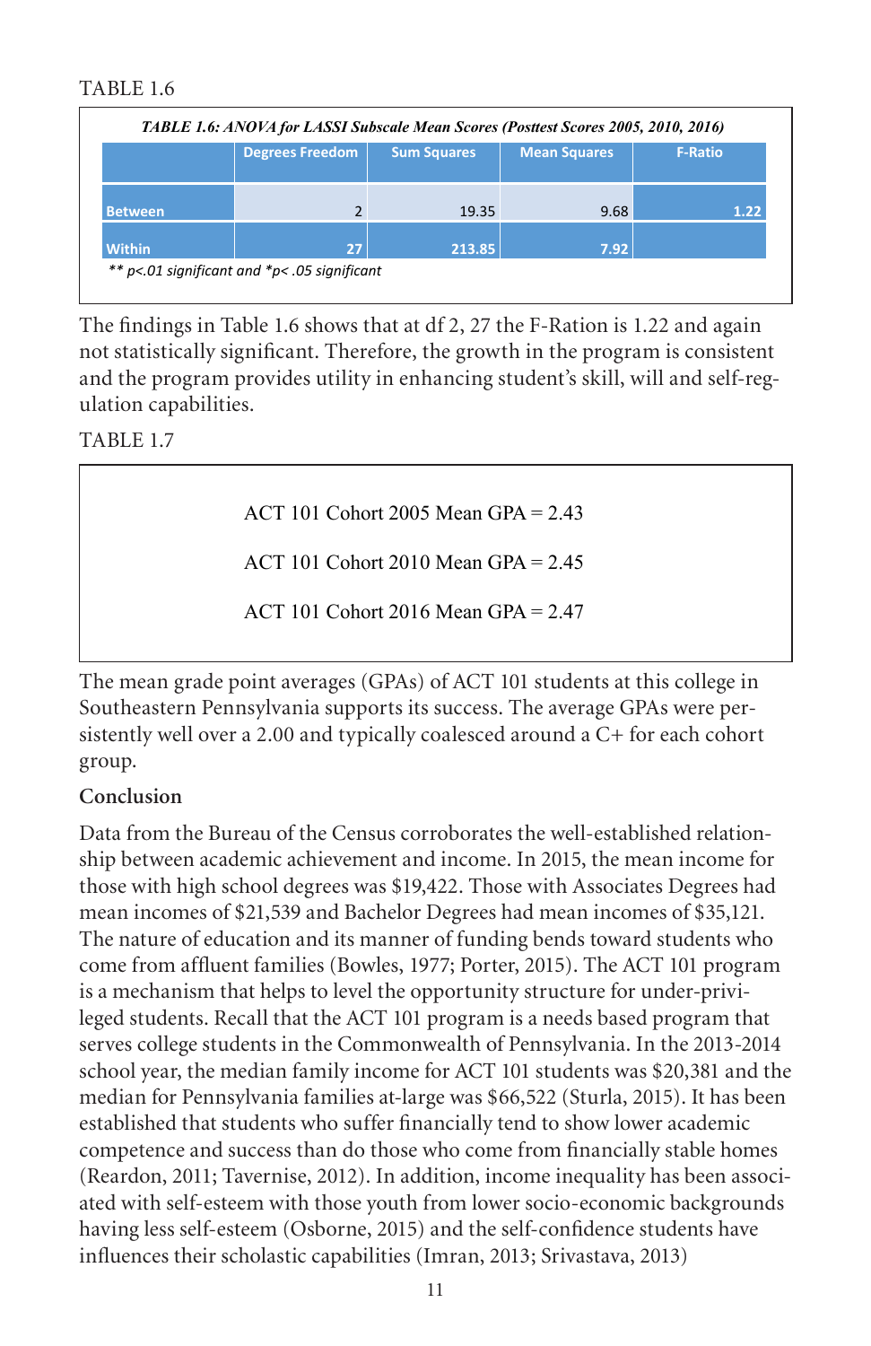TABLE 1.6

*TABLE 1.6: ANOVA for LASSI Subscale Mean Scores (Posttest Scores 2005, 2010, 2016)*

| | Degrees Freedom | Sum Squares | Mean Squares | F-Ratio |
|---|---|---|---|---|
| Between | 2 | 19.35 | 9.68 | 1.22 |
| Within | 27 | 213.85 | 7.92 | |

*** p<.01 significant and *p< .05 significant*

The findings in Table 1.6 shows that at df 2, 27 the F-Ration is 1.22 and again not statistically significant. Therefore, the growth in the program is consistent and the program provides utility in enhancing student's skill, will and self-regulation capabilities.

TABLE 1.7

ACT 101 Cohort 2005 Mean GPA = 2.43

ACT 101 Cohort 2010 Mean GPA = 2.45

ACT 101 Cohort 2016 Mean GPA = 2.47

The mean grade point averages (GPAs) of ACT 101 students at this college in Southeastern Pennsylvania supports its success. The average GPAs were persistently well over a 2.00 and typically coalesced around a C+ for each cohort group.

### Conclusion

Data from the Bureau of the Census corroborates the well-established relationship between academic achievement and income. In 2015, the mean income for those with high school degrees was $19,422. Those with Associates Degrees had mean incomes of $21,539 and Bachelor Degrees had mean incomes of $35,121. The nature of education and its manner of funding bends toward students who come from affluent families (Bowles, 1977; Porter, 2015). The ACT 101 program is a mechanism that helps to level the opportunity structure for under-privileged students. Recall that the ACT 101 program is a needs based program that serves college students in the Commonwealth of Pennsylvania. In the 2013-2014 school year, the median family income for ACT 101 students was $20,381 and the median for Pennsylvania families at-large was $66,522 (Sturla, 2015). It has been established that students who suffer financially tend to show lower academic competence and success than do those who come from financially stable homes (Reardon, 2011; Tavernise, 2012). In addition, income inequality has been associated with self-esteem with those youth from lower socio-economic backgrounds having less self-esteem (Osborne, 2015) and the self-confidence students have influences their scholastic capabilities (Imran, 2013; Srivastava, 2013)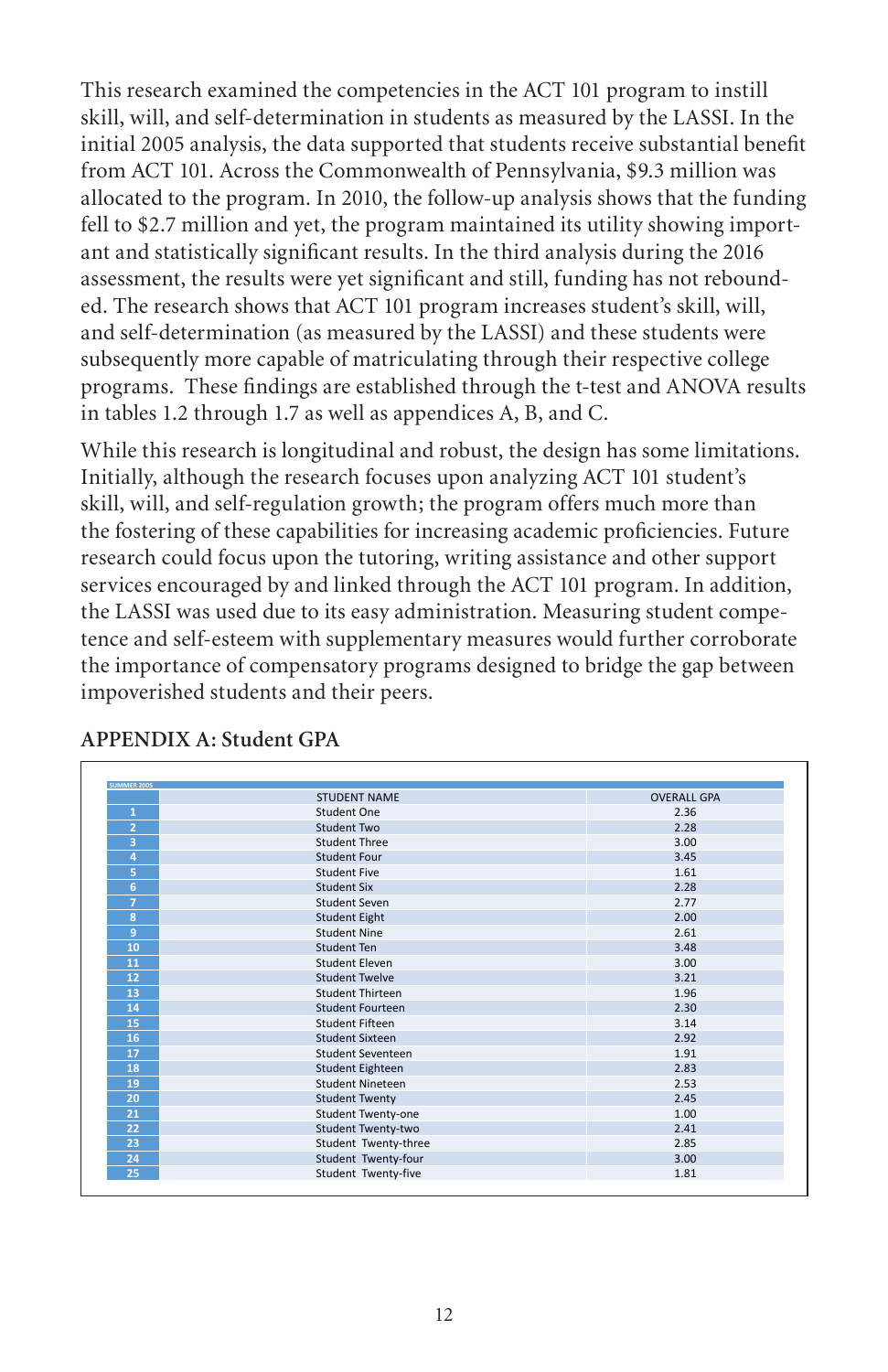This research examined the competencies in the ACT 101 program to instill skill, will, and self-determination in students as measured by the LASSI. In the initial 2005 analysis, the data supported that students receive substantial benefit from ACT 101. Across the Commonwealth of Pennsylvania, $9.3 million was allocated to the program. In 2010, the follow-up analysis shows that the funding fell to $2.7 million and yet, the program maintained its utility showing important and statistically significant results. In the third analysis during the 2016 assessment, the results were yet significant and still, funding has not rebounded. The research shows that ACT 101 program increases student's skill, will, and self-determination (as measured by the LASSI) and these students were subsequently more capable of matriculating through their respective college programs. These findings are established through the t-test and ANOVA results in tables 1.2 through 1.7 as well as appendices A, B, and C.

While this research is longitudinal and robust, the design has some limitations. Initially, although the research focuses upon analyzing ACT 101 student's skill, will, and self-regulation growth; the program offers much more than the fostering of these capabilities for increasing academic proficiencies. Future research could focus upon the tutoring, writing assistance and other support services encouraged by and linked through the ACT 101 program. In addition, the LASSI was used due to its easy administration. Measuring student competence and self-esteem with supplementary measures would further corroborate the importance of compensatory programs designed to bridge the gap between impoverished students and their peers.

## APPENDIX A: Student GPA

| SUMMER 2005 | STUDENT NAME | OVERALL GPA |
|---|---|---|
| 1 | Student One | 2.36 |
| 2 | Student Two | 2.28 |
| 3 | Student Three | 3.00 |
| 4 | Student Four | 3.45 |
| 5 | Student Five | 1.61 |
| 6 | Student Six | 2.28 |
| 7 | Student Seven | 2.77 |
| 8 | Student Eight | 2.00 |
| 9 | Student Nine | 2.61 |
| 10 | Student Ten | 3.48 |
| 11 | Student Eleven | 3.00 |
| 12 | Student Twelve | 3.21 |
| 13 | Student Thirteen | 1.96 |
| 14 | Student Fourteen | 2.30 |
| 15 | Student Fifteen | 3.14 |
| 16 | Student Sixteen | 2.92 |
| 17 | Student Seventeen | 1.91 |
| 18 | Student Eighteen | 2.83 |
| 19 | Student Nineteen | 2.53 |
| 20 | Student Twenty | 2.45 |
| 21 | Student Twenty-one | 1.00 |
| 22 | Student Twenty-two | 2.41 |
| 23 | Student Twenty-three | 2.85 |
| 24 | Student Twenty-four | 3.00 |
| 25 | Student Twenty-five | 1.81 |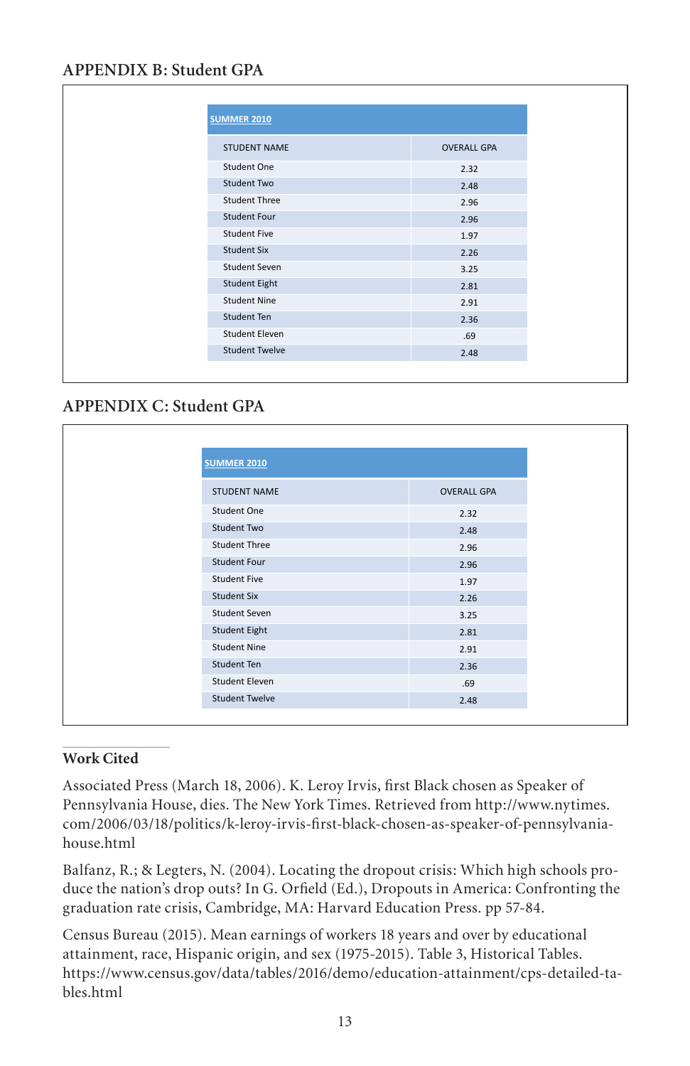## APPENDIX B: Student GPA

| SUMMER 2010 | |
|---|---|
| STUDENT NAME | OVERALL GPA |
| Student One | 2.32 |
| Student Two | 2.48 |
| Student Three | 2.96 |
| Student Four | 2.96 |
| Student Five | 1.97 |
| Student Six | 2.26 |
| Student Seven | 3.25 |
| Student Eight | 2.81 |
| Student Nine | 2.91 |
| Student Ten | 2.36 |
| Student Eleven | .69 |
| Student Twelve | 2.48 |

## APPENDIX C: Student GPA

| SUMMER 2010 | |
|---|---|
| STUDENT NAME | OVERALL GPA |
| Student One | 2.32 |
| Student Two | 2.48 |
| Student Three | 2.96 |
| Student Four | 2.96 |
| Student Five | 1.97 |
| Student Six | 2.26 |
| Student Seven | 3.25 |
| Student Eight | 2.81 |
| Student Nine | 2.91 |
| Student Ten | 2.36 |
| Student Eleven | .69 |
| Student Twelve | 2.48 |

## Work Cited

Associated Press (March 18, 2006). K. Leroy Irvis, first Black chosen as Speaker of Pennsylvania House, dies. The New York Times. Retrieved from http://www.nytimes.com/2006/03/18/politics/k-leroy-irvis-first-black-chosen-as-speaker-of-pennsylvania-house.html

Balfanz, R.; & Legters, N. (2004). Locating the dropout crisis: Which high schools produce the nation's drop outs? In G. Orfield (Ed.), Dropouts in America: Confronting the graduation rate crisis, Cambridge, MA: Harvard Education Press. pp 57-84.

Census Bureau (2015). Mean earnings of workers 18 years and over by educational attainment, race, Hispanic origin, and sex (1975-2015). Table 3, Historical Tables. https://www.census.gov/data/tables/2016/demo/education-attainment/cps-detailed-tables.html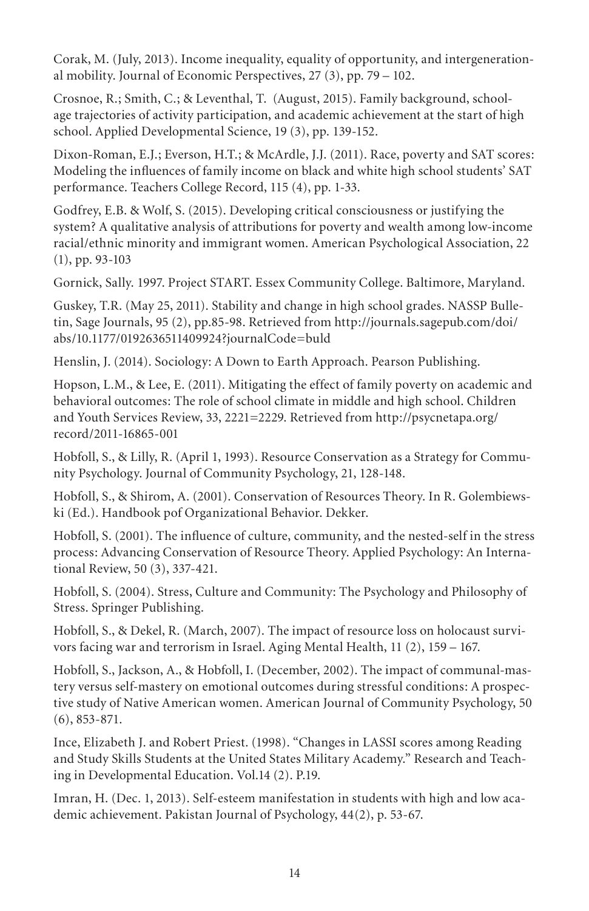Corak, M. (July, 2013). Income inequality, equality of opportunity, and intergenerational mobility. Journal of Economic Perspectives, 27 (3), pp. 79 – 102.

Crosnoe, R.; Smith, C.; & Leventhal, T. (August, 2015). Family background, school-age trajectories of activity participation, and academic achievement at the start of high school. Applied Developmental Science, 19 (3), pp. 139-152.

Dixon-Roman, E.J.; Everson, H.T.; & McArdle, J.J. (2011). Race, poverty and SAT scores: Modeling the influences of family income on black and white high school students' SAT performance. Teachers College Record, 115 (4), pp. 1-33.

Godfrey, E.B. & Wolf, S. (2015). Developing critical consciousness or justifying the system? A qualitative analysis of attributions for poverty and wealth among low-income racial/ethnic minority and immigrant women. American Psychological Association, 22 (1), pp. 93-103

Gornick, Sally. 1997. Project START. Essex Community College. Baltimore, Maryland.

Guskey, T.R. (May 25, 2011). Stability and change in high school grades. NASSP Bulletin, Sage Journals, 95 (2), pp.85-98. Retrieved from http://journals.sagepub.com/doi/abs/10.1177/0192636511409924?journalCode=buld

Henslin, J. (2014). Sociology: A Down to Earth Approach. Pearson Publishing.

Hopson, L.M., & Lee, E. (2011). Mitigating the effect of family poverty on academic and behavioral outcomes: The role of school climate in middle and high school. Children and Youth Services Review, 33, 2221=2229. Retrieved from http://psycnetapa.org/record/2011-16865-001

Hobfoll, S., & Lilly, R. (April 1, 1993). Resource Conservation as a Strategy for Community Psychology. Journal of Community Psychology, 21, 128-148.

Hobfoll, S., & Shirom, A. (2001). Conservation of Resources Theory. In R. Golembiewski (Ed.). Handbook pof Organizational Behavior. Dekker.

Hobfoll, S. (2001). The influence of culture, community, and the nested-self in the stress process: Advancing Conservation of Resource Theory. Applied Psychology: An International Review, 50 (3), 337-421.

Hobfoll, S. (2004). Stress, Culture and Community: The Psychology and Philosophy of Stress. Springer Publishing.

Hobfoll, S., & Dekel, R. (March, 2007). The impact of resource loss on holocaust survivors facing war and terrorism in Israel. Aging Mental Health, 11 (2), 159 – 167.

Hobfoll, S., Jackson, A., & Hobfoll, I. (December, 2002). The impact of communal-mastery versus self-mastery on emotional outcomes during stressful conditions: A prospective study of Native American women. American Journal of Community Psychology, 50 (6), 853-871.

Ince, Elizabeth J. and Robert Priest. (1998). "Changes in LASSI scores among Reading and Study Skills Students at the United States Military Academy." Research and Teaching in Developmental Education. Vol.14 (2). P.19.

Imran, H. (Dec. 1, 2013). Self-esteem manifestation in students with high and low academic achievement. Pakistan Journal of Psychology, 44(2), p. 53-67.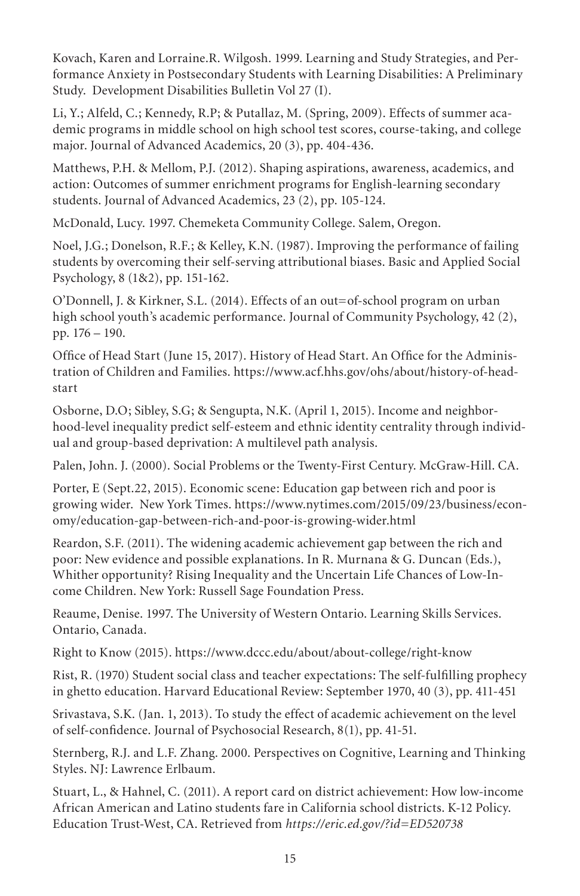Kovach, Karen and Lorraine.R. Wilgosh. 1999. Learning and Study Strategies, and Performance Anxiety in Postsecondary Students with Learning Disabilities: A Preliminary Study. Development Disabilities Bulletin Vol 27 (I).

Li, Y.; Alfeld, C.; Kennedy, R.P; & Putallaz, M. (Spring, 2009). Effects of summer academic programs in middle school on high school test scores, course-taking, and college major. Journal of Advanced Academics, 20 (3), pp. 404-436.

Matthews, P.H. & Mellom, P.J. (2012). Shaping aspirations, awareness, academics, and action: Outcomes of summer enrichment programs for English-learning secondary students. Journal of Advanced Academics, 23 (2), pp. 105-124.

McDonald, Lucy. 1997. Chemeketa Community College. Salem, Oregon.

Noel, J.G.; Donelson, R.F.; & Kelley, K.N. (1987). Improving the performance of failing students by overcoming their self-serving attributional biases. Basic and Applied Social Psychology, 8 (1&2), pp. 151-162.

O'Donnell, J. & Kirkner, S.L. (2014). Effects of an out=of-school program on urban high school youth's academic performance. Journal of Community Psychology, 42 (2), pp. 176 – 190.

Office of Head Start (June 15, 2017). History of Head Start. An Office for the Administration of Children and Families. https://www.acf.hhs.gov/ohs/about/history-of-head-start

Osborne, D.O; Sibley, S.G; & Sengupta, N.K. (April 1, 2015). Income and neighborhood-level inequality predict self-esteem and ethnic identity centrality through individual and group-based deprivation: A multilevel path analysis.

Palen, John. J. (2000). Social Problems or the Twenty-First Century. McGraw-Hill. CA.

Porter, E (Sept.22, 2015). Economic scene: Education gap between rich and poor is growing wider. New York Times. https://www.nytimes.com/2015/09/23/business/economy/education-gap-between-rich-and-poor-is-growing-wider.html

Reardon, S.F. (2011). The widening academic achievement gap between the rich and poor: New evidence and possible explanations. In R. Murnana & G. Duncan (Eds.), Whither opportunity? Rising Inequality and the Uncertain Life Chances of Low-Income Children. New York: Russell Sage Foundation Press.

Reaume, Denise. 1997. The University of Western Ontario. Learning Skills Services. Ontario, Canada.

Right to Know (2015). https://www.dccc.edu/about/about-college/right-know

Rist, R. (1970) Student social class and teacher expectations: The self-fulfilling prophecy in ghetto education. Harvard Educational Review: September 1970, 40 (3), pp. 411-451

Srivastava, S.K. (Jan. 1, 2013). To study the effect of academic achievement on the level of self-confidence. Journal of Psychosocial Research, 8(1), pp. 41-51.

Sternberg, R.J. and L.F. Zhang. 2000. Perspectives on Cognitive, Learning and Thinking Styles. NJ: Lawrence Erlbaum.

Stuart, L., & Hahnel, C. (2011). A report card on district achievement: How low-income African American and Latino students fare in California school districts. K-12 Policy. Education Trust-West, CA. Retrieved from *https://eric.ed.gov/?id=ED520738*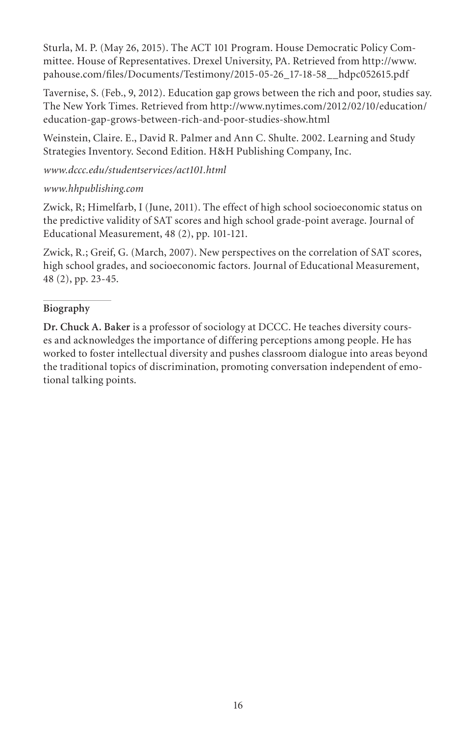Sturla, M. P. (May 26, 2015). The ACT 101 Program. House Democratic Policy Committee. House of Representatives. Drexel University, PA. Retrieved from http://www.pahouse.com/files/Documents/Testimony/2015-05-26_17-18-58__hdpc052615.pdf

Tavernise, S. (Feb., 9, 2012). Education gap grows between the rich and poor, studies say. The New York Times. Retrieved from http://www.nytimes.com/2012/02/10/education/education-gap-grows-between-rich-and-poor-studies-show.html

Weinstein, Claire. E., David R. Palmer and Ann C. Shulte. 2002. Learning and Study Strategies Inventory. Second Edition. H&H Publishing Company, Inc.

*www.dccc.edu/studentservices/act101.html*

*www.hhpublishing.com*

Zwick, R; Himelfarb, I (June, 2011). The effect of high school socioeconomic status on the predictive validity of SAT scores and high school grade-point average. Journal of Educational Measurement, 48 (2), pp. 101-121.

Zwick, R.; Greif, G. (March, 2007). New perspectives on the correlation of SAT scores, high school grades, and socioeconomic factors. Journal of Educational Measurement, 48 (2), pp. 23-45.

### Biography

**Dr. Chuck A. Baker** is a professor of sociology at DCCC. He teaches diversity courses and acknowledges the importance of differing perceptions among people. He has worked to foster intellectual diversity and pushes classroom dialogue into areas beyond the traditional topics of discrimination, promoting conversation independent of emotional talking points.